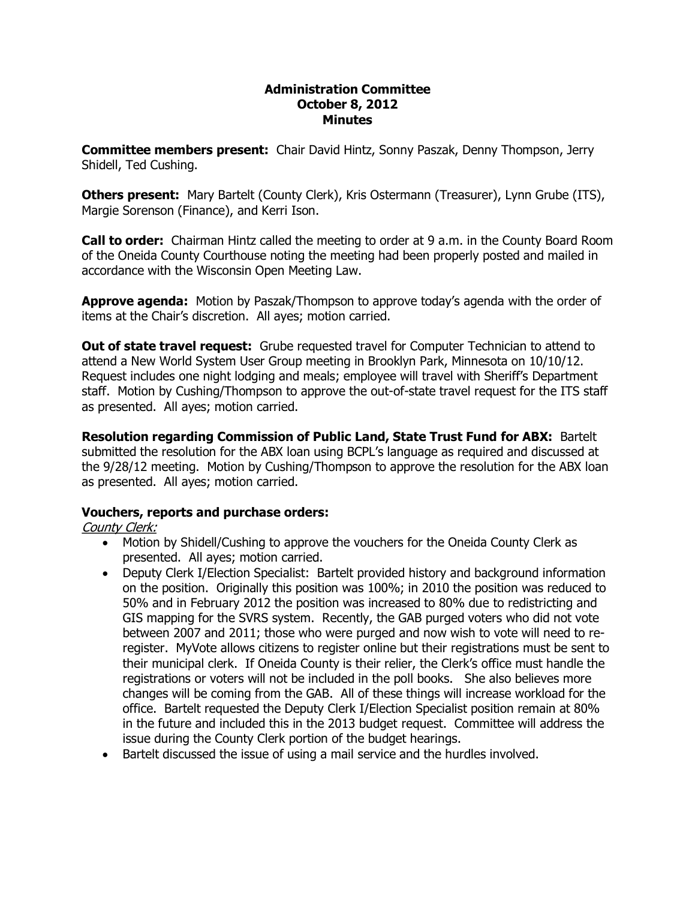# Administration Committee
## October 8, 2012
## Minutes

**Committee members present:** Chair David Hintz, Sonny Paszak, Denny Thompson, Jerry Shidell, Ted Cushing.

**Others present:** Mary Bartelt (County Clerk), Kris Ostermann (Treasurer), Lynn Grube (ITS), Margie Sorenson (Finance), and Kerri Ison.

**Call to order:** Chairman Hintz called the meeting to order at 9 a.m. in the County Board Room of the Oneida County Courthouse noting the meeting had been properly posted and mailed in accordance with the Wisconsin Open Meeting Law.

**Approve agenda:** Motion by Paszak/Thompson to approve today's agenda with the order of items at the Chair's discretion. All ayes; motion carried.

**Out of state travel request:** Grube requested travel for Computer Technician to attend to attend a New World System User Group meeting in Brooklyn Park, Minnesota on 10/10/12. Request includes one night lodging and meals; employee will travel with Sheriff's Department staff. Motion by Cushing/Thompson to approve the out-of-state travel request for the ITS staff as presented. All ayes; motion carried.

**Resolution regarding Commission of Public Land, State Trust Fund for ABX:** Bartelt submitted the resolution for the ABX loan using BCPL's language as required and discussed at the 9/28/12 meeting. Motion by Cushing/Thompson to approve the resolution for the ABX loan as presented. All ayes; motion carried.

**Vouchers, reports and purchase orders:**

*County Clerk:*

- Motion by Shidell/Cushing to approve the vouchers for the Oneida County Clerk as presented. All ayes; motion carried.
- Deputy Clerk I/Election Specialist: Bartelt provided history and background information on the position. Originally this position was 100%; in 2010 the position was reduced to 50% and in February 2012 the position was increased to 80% due to redistricting and GIS mapping for the SVRS system. Recently, the GAB purged voters who did not vote between 2007 and 2011; those who were purged and now wish to vote will need to re-register. MyVote allows citizens to register online but their registrations must be sent to their municipal clerk. If Oneida County is their relier, the Clerk's office must handle the registrations or voters will not be included in the poll books. She also believes more changes will be coming from the GAB. All of these things will increase workload for the office. Bartelt requested the Deputy Clerk I/Election Specialist position remain at 80% in the future and included this in the 2013 budget request. Committee will address the issue during the County Clerk portion of the budget hearings.
- Bartelt discussed the issue of using a mail service and the hurdles involved.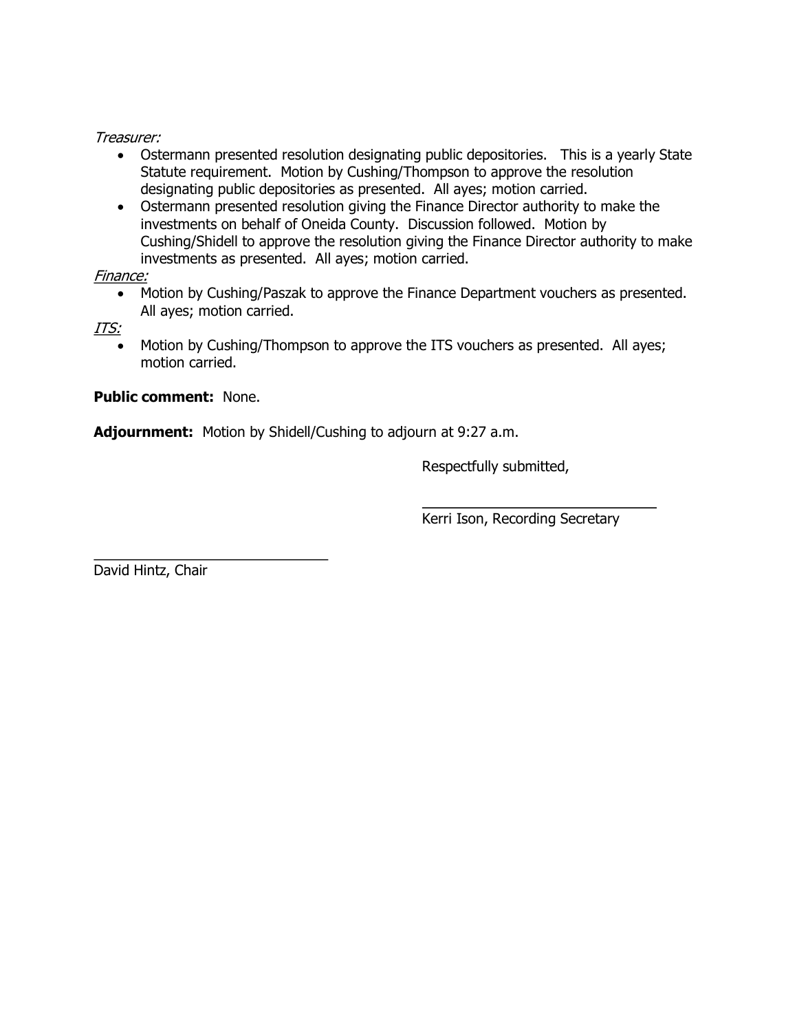*Treasurer:*

- Ostermann presented resolution designating public depositories. This is a yearly State Statute requirement. Motion by Cushing/Thompson to approve the resolution designating public depositories as presented. All ayes; motion carried.
- Ostermann presented resolution giving the Finance Director authority to make the investments on behalf of Oneida County. Discussion followed. Motion by Cushing/Shidell to approve the resolution giving the Finance Director authority to make investments as presented. All ayes; motion carried.

*Finance:*

- Motion by Cushing/Paszak to approve the Finance Department vouchers as presented. All ayes; motion carried.

*ITS:*

- Motion by Cushing/Thompson to approve the ITS vouchers as presented. All ayes; motion carried.

**Public comment:** None.

**Adjournment:** Motion by Shidell/Cushing to adjourn at 9:27 a.m.

Respectfully submitted,

\_\_\_\_\_\_\_\_\_\_\_\_\_\_\_\_\_\_\_\_\_\_\_\_\_\_\_\_\_\_
Kerri Ison, Recording Secretary

\_\_\_\_\_\_\_\_\_\_\_\_\_\_\_\_\_\_\_\_\_\_\_\_\_\_\_\_\_\_
David Hintz, Chair